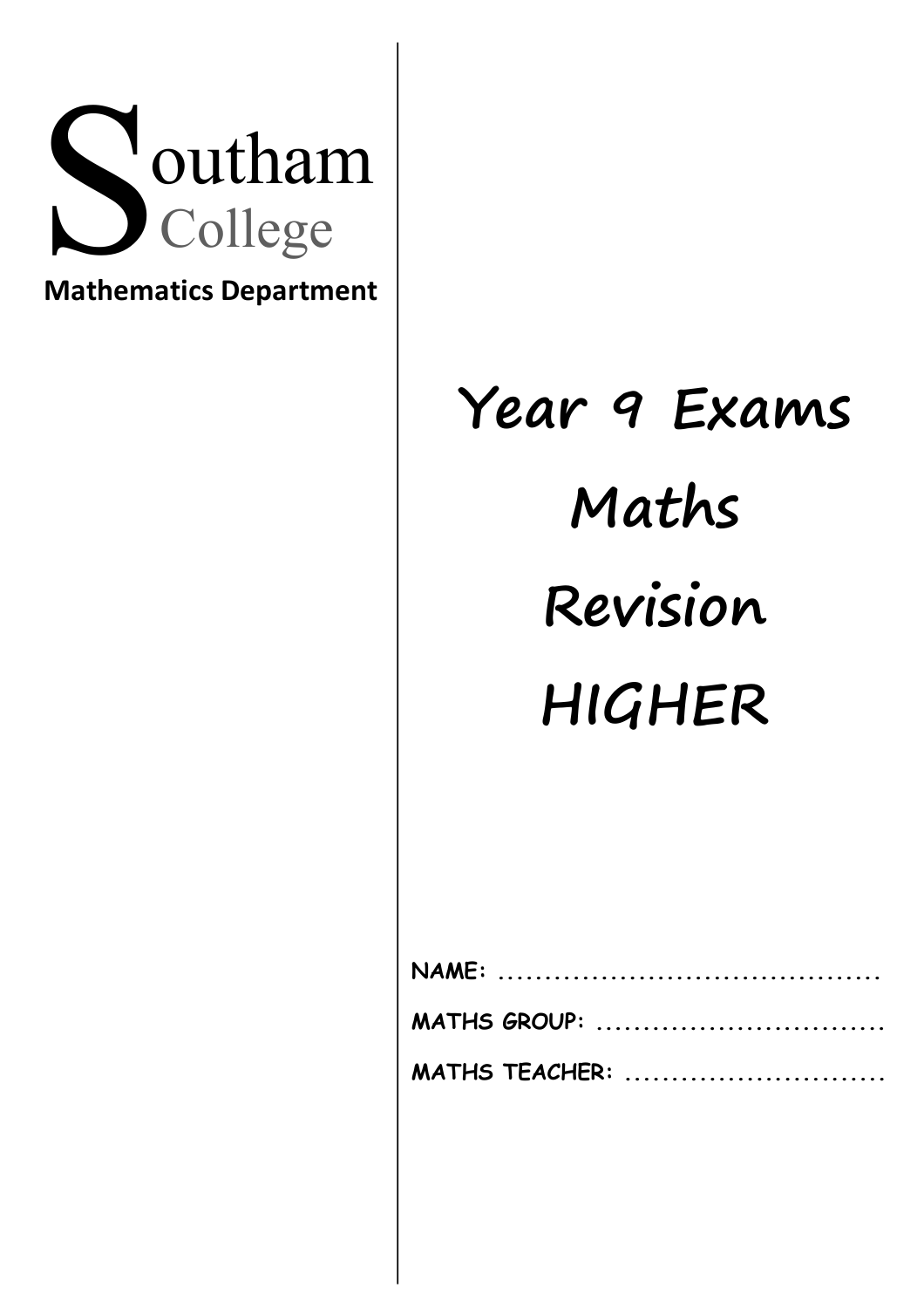**Southam College**

**Mathematics Department**

# Year 9 Exams

# Maths

# Revision

# HIGHER

**NAME:** ..........................................

**MATHS GROUP:** ................................

**MATHS TEACHER:** ............................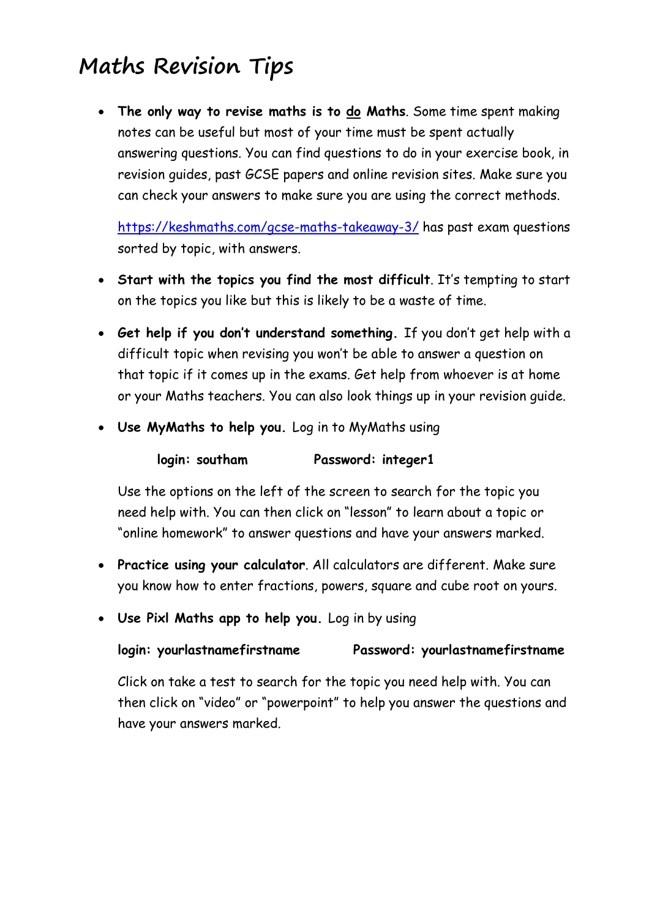# Maths Revision Tips

- **The only way to revise maths is to <u>do</u> Maths**. Some time spent making notes can be useful but most of your time must be spent actually answering questions. You can find questions to do in your exercise book, in revision guides, past GCSE papers and online revision sites. Make sure you can check your answers to make sure you are using the correct methods.

  https://keshmaths.com/gcse-maths-takeaway-3/ has past exam questions sorted by topic, with answers.

- **Start with the topics you find the most difficult**. It's tempting to start on the topics you like but this is likely to be a waste of time.

- **Get help if you don't understand something.** If you don't get help with a difficult topic when revising you won't be able to answer a question on that topic if it comes up in the exams. Get help from whoever is at home or your Maths teachers. You can also look things up in your revision guide.

- **Use MyMaths to help you.** Log in to MyMaths using

  **login: southam** **Password: integer1**

  Use the options on the left of the screen to search for the topic you need help with. You can then click on "lesson" to learn about a topic or "online homework" to answer questions and have your answers marked.

- **Practice using your calculator**. All calculators are different. Make sure you know how to enter fractions, powers, square and cube root on yours.

- **Use Pixl Maths app to help you.** Log in by using

  **login: yourlastnamefirstname** **Password: yourlastnamefirstname**

  Click on take a test to search for the topic you need help with. You can then click on "video" or "powerpoint" to help you answer the questions and have your answers marked.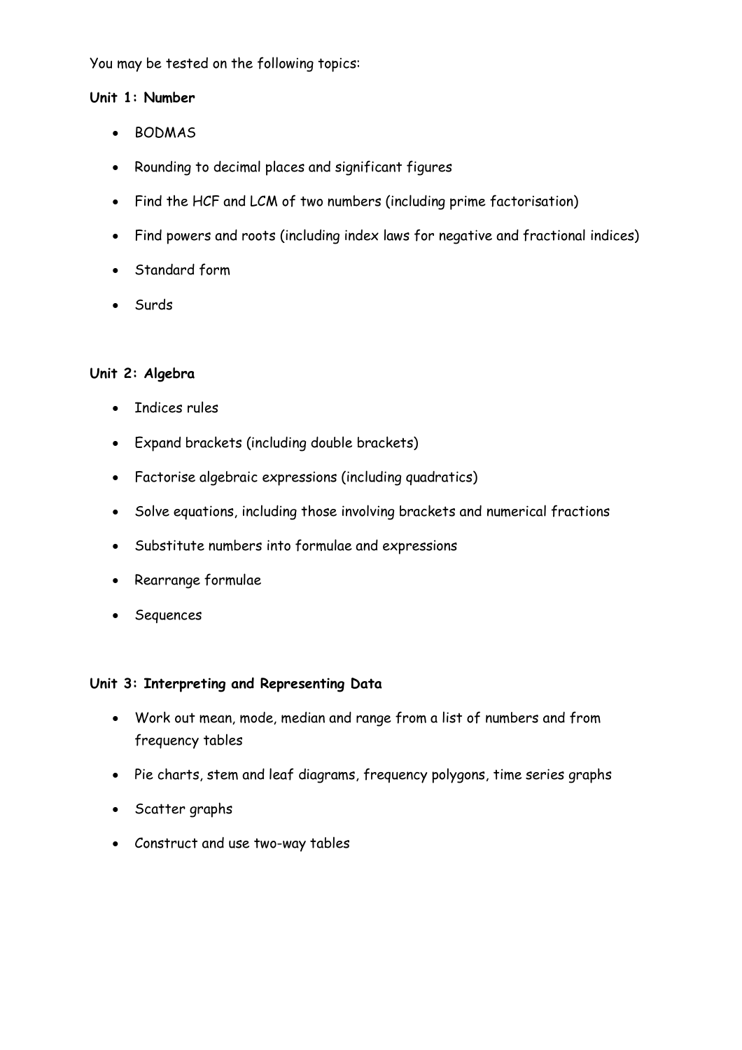You may be tested on the following topics:

**Unit 1: Number**

- BODMAS
- Rounding to decimal places and significant figures
- Find the HCF and LCM of two numbers (including prime factorisation)
- Find powers and roots (including index laws for negative and fractional indices)
- Standard form
- Surds

**Unit 2: Algebra**

- Indices rules
- Expand brackets (including double brackets)
- Factorise algebraic expressions (including quadratics)
- Solve equations, including those involving brackets and numerical fractions
- Substitute numbers into formulae and expressions
- Rearrange formulae
- Sequences

**Unit 3: Interpreting and Representing Data**

- Work out mean, mode, median and range from a list of numbers and from frequency tables
- Pie charts, stem and leaf diagrams, frequency polygons, time series graphs
- Scatter graphs
- Construct and use two-way tables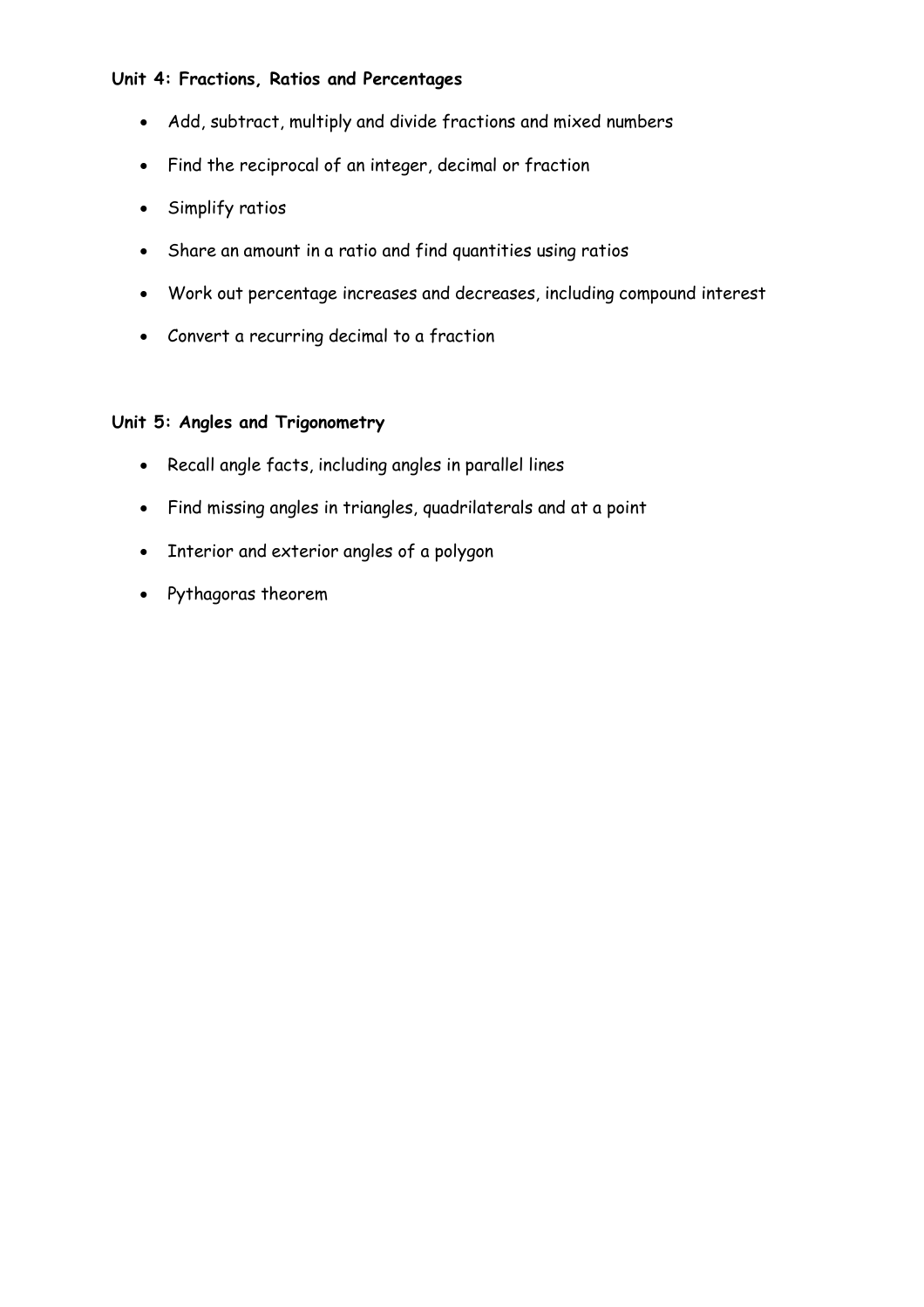**Unit 4: Fractions, Ratios and Percentages**

- Add, subtract, multiply and divide fractions and mixed numbers
- Find the reciprocal of an integer, decimal or fraction
- Simplify ratios
- Share an amount in a ratio and find quantities using ratios
- Work out percentage increases and decreases, including compound interest
- Convert a recurring decimal to a fraction

**Unit 5: Angles and Trigonometry**

- Recall angle facts, including angles in parallel lines
- Find missing angles in triangles, quadrilaterals and at a point
- Interior and exterior angles of a polygon
- Pythagoras theorem